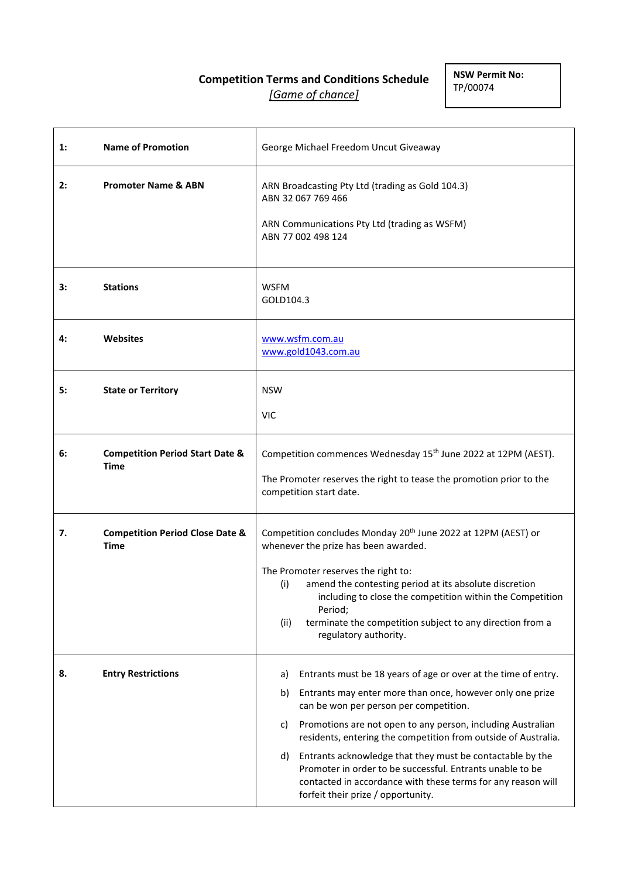# Competition Terms and Conditions Schedule

*[Game of chance]*

**NSW Permit No:**
TP/00074

| | | |
|---|---|---|
| **1:** | **Name of Promotion** | George Michael Freedom Uncut Giveaway |
| **2:** | **Promoter Name & ABN** | ARN Broadcasting Pty Ltd (trading as Gold 104.3)<br>ABN 32 067 769 466<br><br>ARN Communications Pty Ltd (trading as WSFM)<br>ABN 77 002 498 124 |
| **3:** | **Stations** | WSFM<br>GOLD104.3 |
| **4:** | **Websites** | www.wsfm.com.au<br>www.gold1043.com.au |
| **5:** | **State or Territory** | NSW<br><br>VIC |
| **6:** | **Competition Period Start Date & Time** | Competition commences Wednesday 15th June 2022 at 12PM (AEST).<br><br>The Promoter reserves the right to tease the promotion prior to the competition start date. |
| **7.** | **Competition Period Close Date & Time** | Competition concludes Monday 20th June 2022 at 12PM (AEST) or whenever the prize has been awarded.<br><br>The Promoter reserves the right to:<br>(i) amend the contesting period at its absolute discretion including to close the competition within the Competition Period;<br>(ii) terminate the competition subject to any direction from a regulatory authority. |
| **8.** | **Entry Restrictions** | a) Entrants must be 18 years of age or over at the time of entry.<br>b) Entrants may enter more than once, however only one prize can be won per person per competition.<br>c) Promotions are not open to any person, including Australian residents, entering the competition from outside of Australia.<br>d) Entrants acknowledge that they must be contactable by the Promoter in order to be successful. Entrants unable to be contacted in accordance with these terms for any reason will forfeit their prize / opportunity. |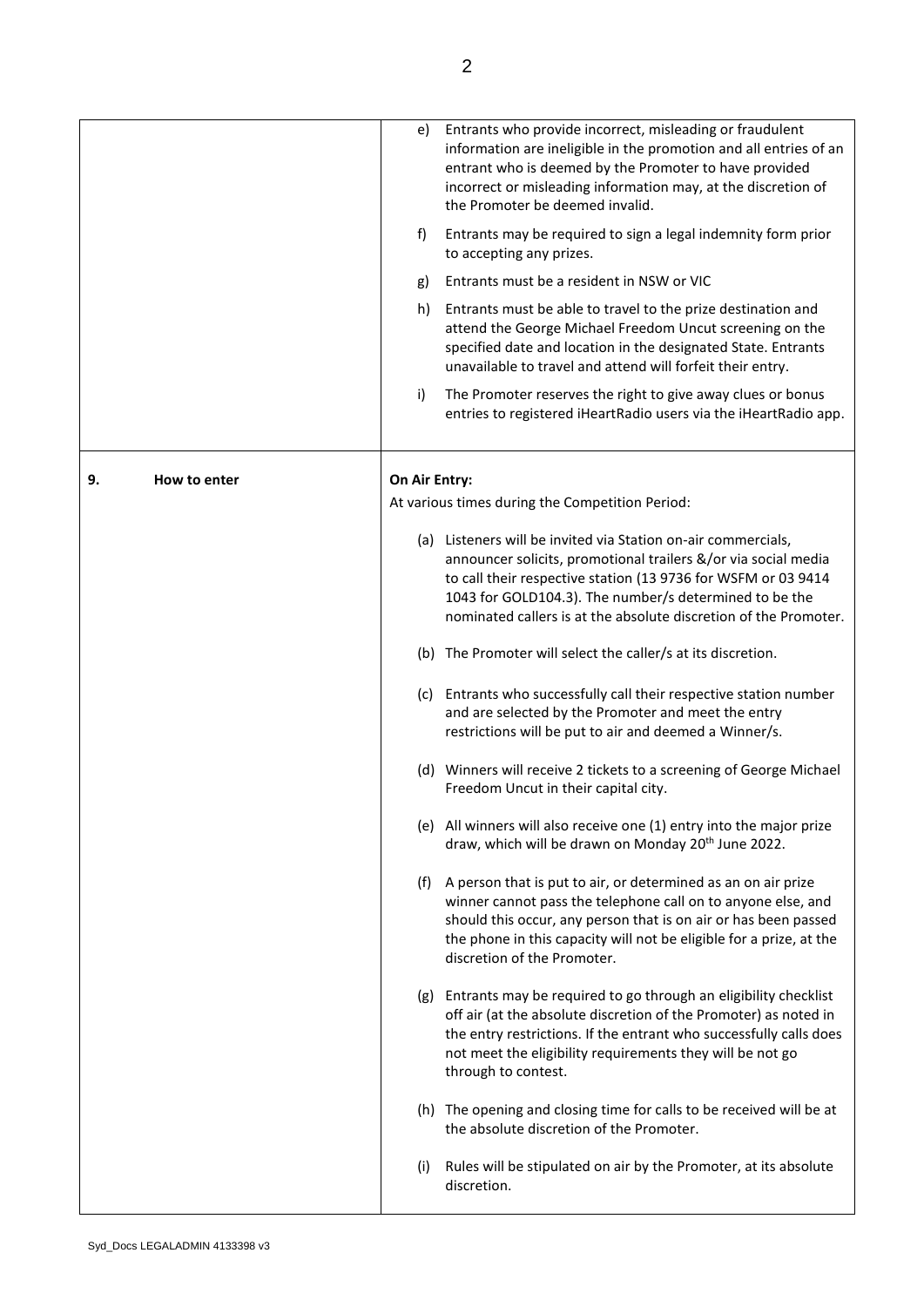| | |
|---|---|
| | e) Entrants who provide incorrect, misleading or fraudulent information are ineligible in the promotion and all entries of an entrant who is deemed by the Promoter to have provided incorrect or misleading information may, at the discretion of the Promoter be deemed invalid.<br><br>f) Entrants may be required to sign a legal indemnity form prior to accepting any prizes.<br><br>g) Entrants must be a resident in NSW or VIC<br><br>h) Entrants must be able to travel to the prize destination and attend the George Michael Freedom Uncut screening on the specified date and location in the designated State. Entrants unavailable to travel and attend will forfeit their entry.<br><br>i) The Promoter reserves the right to give away clues or bonus entries to registered iHeartRadio users via the iHeartRadio app. |
| **9. How to enter** | **On Air Entry:**<br>At various times during the Competition Period:<br><br>(a) Listeners will be invited via Station on-air commercials, announcer solicits, promotional trailers &/or via social media to call their respective station (13 9736 for WSFM or 03 9414 1043 for GOLD104.3). The number/s determined to be the nominated callers is at the absolute discretion of the Promoter.<br><br>(b) The Promoter will select the caller/s at its discretion.<br><br>(c) Entrants who successfully call their respective station number and are selected by the Promoter and meet the entry restrictions will be put to air and deemed a Winner/s.<br><br>(d) Winners will receive 2 tickets to a screening of George Michael Freedom Uncut in their capital city.<br><br>(e) All winners will also receive one (1) entry into the major prize draw, which will be drawn on Monday 20th June 2022.<br><br>(f) A person that is put to air, or determined as an on air prize winner cannot pass the telephone call on to anyone else, and should this occur, any person that is on air or has been passed the phone in this capacity will not be eligible for a prize, at the discretion of the Promoter.<br><br>(g) Entrants may be required to go through an eligibility checklist off air (at the absolute discretion of the Promoter) as noted in the entry restrictions. If the entrant who successfully calls does not meet the eligibility requirements they will be not go through to contest.<br><br>(h) The opening and closing time for calls to be received will be at the absolute discretion of the Promoter.<br><br>(i) Rules will be stipulated on air by the Promoter, at its absolute discretion. |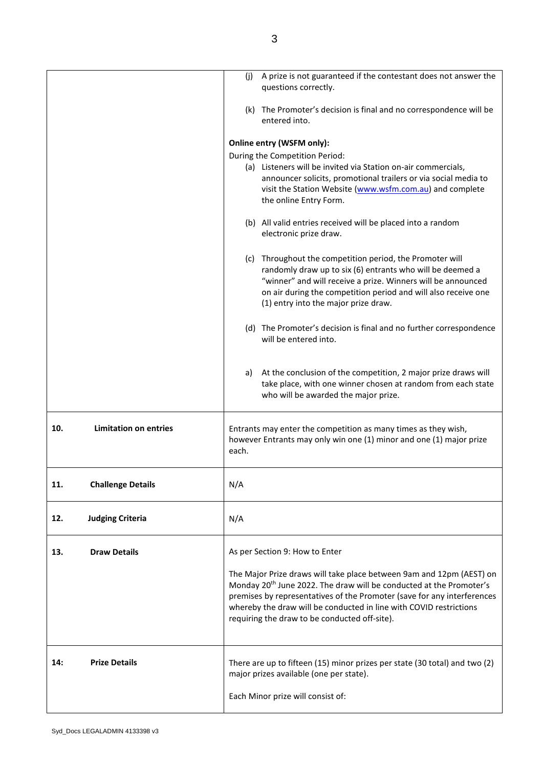| | |
|---|---|
| | (j) A prize is not guaranteed if the contestant does not answer the questions correctly.<br><br>(k) The Promoter's decision is final and no correspondence will be entered into.<br><br>**Online entry (WSFM only):**<br>During the Competition Period:<br>(a) Listeners will be invited via Station on-air commercials, announcer solicits, promotional trailers or via social media to visit the Station Website (www.wsfm.com.au) and complete the online Entry Form.<br><br>(b) All valid entries received will be placed into a random electronic prize draw.<br><br>(c) Throughout the competition period, the Promoter will randomly draw up to six (6) entrants who will be deemed a "winner" and will receive a prize. Winners will be announced on air during the competition period and will also receive one (1) entry into the major prize draw.<br><br>(d) The Promoter's decision is final and no further correspondence will be entered into.<br><br>a) At the conclusion of the competition, 2 major prize draws will take place, with one winner chosen at random from each state who will be awarded the major prize. |
| **10. Limitation on entries** | Entrants may enter the competition as many times as they wish, however Entrants may only win one (1) minor and one (1) major prize each. |
| **11. Challenge Details** | N/A |
| **12. Judging Criteria** | N/A |
| **13. Draw Details** | As per Section 9: How to Enter<br><br>The Major Prize draws will take place between 9am and 12pm (AEST) on Monday 20th June 2022. The draw will be conducted at the Promoter's premises by representatives of the Promoter (save for any interferences whereby the draw will be conducted in line with COVID restrictions requiring the draw to be conducted off-site). |
| **14: Prize Details** | There are up to fifteen (15) minor prizes per state (30 total) and two (2) major prizes available (one per state).<br><br>Each Minor prize will consist of: |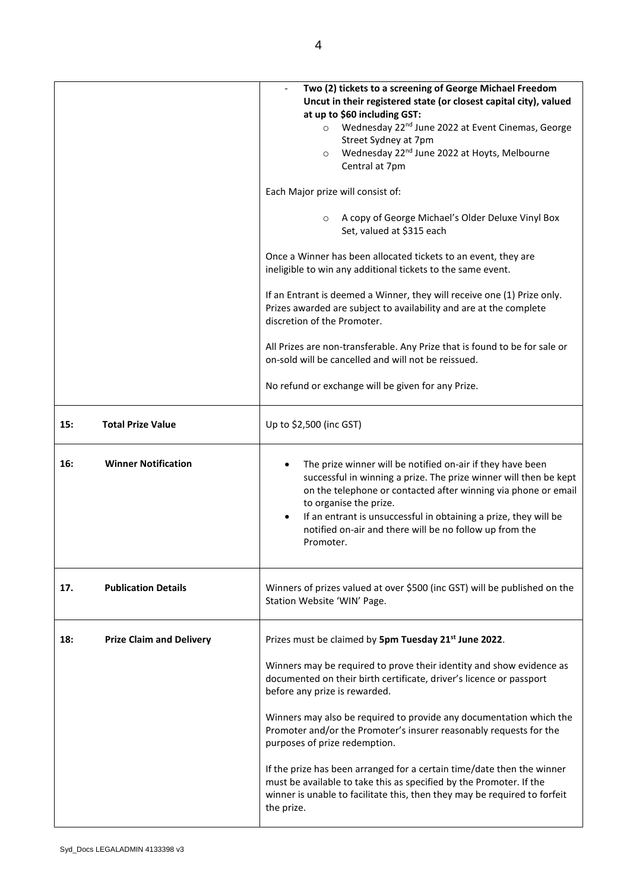| | |
|---|---|
| | - **Two (2) tickets to a screening of George Michael Freedom Uncut in their registered state (or closest capital city), valued at up to $60 including GST:**<br>  - Wednesday 22nd June 2022 at Event Cinemas, George Street Sydney at 7pm<br>  - Wednesday 22nd June 2022 at Hoyts, Melbourne Central at 7pm<br><br>Each Major prize will consist of:<br><br>  - A copy of George Michael's Older Deluxe Vinyl Box Set, valued at $315 each<br><br>Once a Winner has been allocated tickets to an event, they are ineligible to win any additional tickets to the same event.<br><br>If an Entrant is deemed a Winner, they will receive one (1) Prize only. Prizes awarded are subject to availability and are at the complete discretion of the Promoter.<br><br>All Prizes are non-transferable. Any Prize that is found to be for sale or on-sold will be cancelled and will not be reissued.<br><br>No refund or exchange will be given for any Prize. |
| **15: Total Prize Value** | Up to $2,500 (inc GST) |
| **16: Winner Notification** | • The prize winner will be notified on-air if they have been successful in winning a prize. The prize winner will then be kept on the telephone or contacted after winning via phone or email to organise the prize.<br>• If an entrant is unsuccessful in obtaining a prize, they will be notified on-air and there will be no follow up from the Promoter. |
| **17. Publication Details** | Winners of prizes valued at over $500 (inc GST) will be published on the Station Website 'WIN' Page. |
| **18: Prize Claim and Delivery** | Prizes must be claimed by **5pm Tuesday 21st June 2022**.<br><br>Winners may be required to prove their identity and show evidence as documented on their birth certificate, driver's licence or passport before any prize is rewarded.<br><br>Winners may also be required to provide any documentation which the Promoter and/or the Promoter's insurer reasonably requests for the purposes of prize redemption.<br><br>If the prize has been arranged for a certain time/date then the winner must be available to take this as specified by the Promoter. If the winner is unable to facilitate this, then they may be required to forfeit the prize. |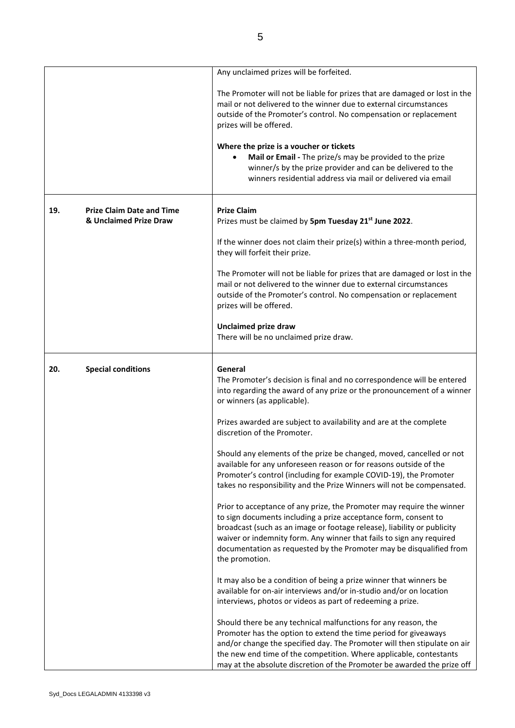| | | |
|---|---|---|
| | | Any unclaimed prizes will be forfeited.<br><br>The Promoter will not be liable for prizes that are damaged or lost in the mail or not delivered to the winner due to external circumstances outside of the Promoter's control. No compensation or replacement prizes will be offered.<br><br>**Where the prize is a voucher or tickets**<br>• **Mail or Email -** The prize/s may be provided to the prize winner/s by the prize provider and can be delivered to the winners residential address via mail or delivered via email |
| **19.** | **Prize Claim Date and Time & Unclaimed Prize Draw** | **Prize Claim**<br>Prizes must be claimed by **5pm Tuesday 21st June 2022**.<br><br>If the winner does not claim their prize(s) within a three-month period, they will forfeit their prize.<br><br>The Promoter will not be liable for prizes that are damaged or lost in the mail or not delivered to the winner due to external circumstances outside of the Promoter's control. No compensation or replacement prizes will be offered.<br><br>**Unclaimed prize draw**<br>There will be no unclaimed prize draw. |
| **20.** | **Special conditions** | **General**<br>The Promoter's decision is final and no correspondence will be entered into regarding the award of any prize or the pronouncement of a winner or winners (as applicable).<br><br>Prizes awarded are subject to availability and are at the complete discretion of the Promoter.<br><br>Should any elements of the prize be changed, moved, cancelled or not available for any unforeseen reason or for reasons outside of the Promoter's control (including for example COVID-19), the Promoter takes no responsibility and the Prize Winners will not be compensated.<br><br>Prior to acceptance of any prize, the Promoter may require the winner to sign documents including a prize acceptance form, consent to broadcast (such as an image or footage release), liability or publicity waiver or indemnity form. Any winner that fails to sign any required documentation as requested by the Promoter may be disqualified from the promotion.<br><br>It may also be a condition of being a prize winner that winners be available for on-air interviews and/or in-studio and/or on location interviews, photos or videos as part of redeeming a prize.<br><br>Should there be any technical malfunctions for any reason, the Promoter has the option to extend the time period for giveaways and/or change the specified day. The Promoter will then stipulate on air the new end time of the competition. Where applicable, contestants may at the absolute discretion of the Promoter be awarded the prize off |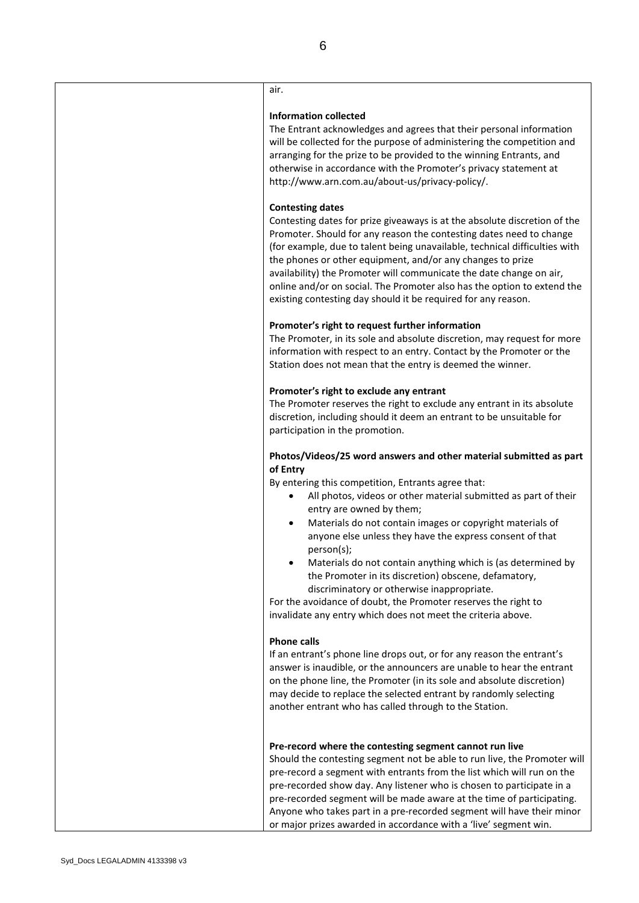air.

**Information collected**

The Entrant acknowledges and agrees that their personal information will be collected for the purpose of administering the competition and arranging for the prize to be provided to the winning Entrants, and otherwise in accordance with the Promoter's privacy statement at http://www.arn.com.au/about-us/privacy-policy/.

**Contesting dates**

Contesting dates for prize giveaways is at the absolute discretion of the Promoter. Should for any reason the contesting dates need to change (for example, due to talent being unavailable, technical difficulties with the phones or other equipment, and/or any changes to prize availability) the Promoter will communicate the date change on air, online and/or on social. The Promoter also has the option to extend the existing contesting day should it be required for any reason.

**Promoter's right to request further information**

The Promoter, in its sole and absolute discretion, may request for more information with respect to an entry. Contact by the Promoter or the Station does not mean that the entry is deemed the winner.

**Promoter's right to exclude any entrant**

The Promoter reserves the right to exclude any entrant in its absolute discretion, including should it deem an entrant to be unsuitable for participation in the promotion.

**Photos/Videos/25 word answers and other material submitted as part of Entry**

By entering this competition, Entrants agree that:

- All photos, videos or other material submitted as part of their entry are owned by them;
- Materials do not contain images or copyright materials of anyone else unless they have the express consent of that person(s);
- Materials do not contain anything which is (as determined by the Promoter in its discretion) obscene, defamatory, discriminatory or otherwise inappropriate.

For the avoidance of doubt, the Promoter reserves the right to invalidate any entry which does not meet the criteria above.

**Phone calls**

If an entrant's phone line drops out, or for any reason the entrant's answer is inaudible, or the announcers are unable to hear the entrant on the phone line, the Promoter (in its sole and absolute discretion) may decide to replace the selected entrant by randomly selecting another entrant who has called through to the Station.

**Pre-record where the contesting segment cannot run live**

Should the contesting segment not be able to run live, the Promoter will pre-record a segment with entrants from the list which will run on the pre-recorded show day. Any listener who is chosen to participate in a pre-recorded segment will be made aware at the time of participating. Anyone who takes part in a pre-recorded segment will have their minor or major prizes awarded in accordance with a 'live' segment win.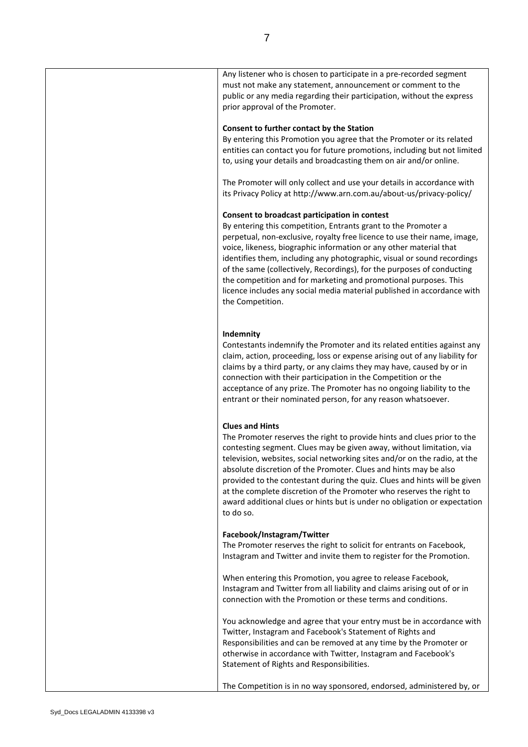| | |
|---|---|
| | Any listener who is chosen to participate in a pre-recorded segment must not make any statement, announcement or comment to the public or any media regarding their participation, without the express prior approval of the Promoter.<br><br>**Consent to further contact by the Station**<br>By entering this Promotion you agree that the Promoter or its related entities can contact you for future promotions, including but not limited to, using your details and broadcasting them on air and/or online.<br><br>The Promoter will only collect and use your details in accordance with its Privacy Policy at http://www.arn.com.au/about-us/privacy-policy/<br><br>**Consent to broadcast participation in contest**<br>By entering this competition, Entrants grant to the Promoter a perpetual, non-exclusive, royalty free licence to use their name, image, voice, likeness, biographic information or any other material that identifies them, including any photographic, visual or sound recordings of the same (collectively, Recordings), for the purposes of conducting the competition and for marketing and promotional purposes. This licence includes any social media material published in accordance with the Competition.<br><br>**Indemnity**<br>Contestants indemnify the Promoter and its related entities against any claim, action, proceeding, loss or expense arising out of any liability for claims by a third party, or any claims they may have, caused by or in connection with their participation in the Competition or the acceptance of any prize. The Promoter has no ongoing liability to the entrant or their nominated person, for any reason whatsoever.<br><br>**Clues and Hints**<br>The Promoter reserves the right to provide hints and clues prior to the contesting segment. Clues may be given away, without limitation, via television, websites, social networking sites and/or on the radio, at the absolute discretion of the Promoter. Clues and hints may be also provided to the contestant during the quiz. Clues and hints will be given at the complete discretion of the Promoter who reserves the right to award additional clues or hints but is under no obligation or expectation to do so.<br><br>**Facebook/Instagram/Twitter**<br>The Promoter reserves the right to solicit for entrants on Facebook, Instagram and Twitter and invite them to register for the Promotion.<br><br>When entering this Promotion, you agree to release Facebook, Instagram and Twitter from all liability and claims arising out of or in connection with the Promotion or these terms and conditions.<br><br>You acknowledge and agree that your entry must be in accordance with Twitter, Instagram and Facebook's Statement of Rights and Responsibilities and can be removed at any time by the Promoter or otherwise in accordance with Twitter, Instagram and Facebook's Statement of Rights and Responsibilities.<br><br>The Competition is in no way sponsored, endorsed, administered by, or |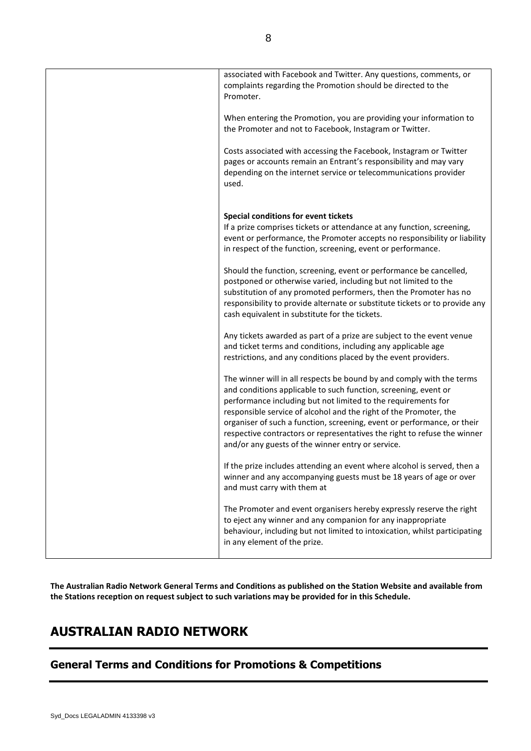| | associated with Facebook and Twitter. Any questions, comments, or complaints regarding the Promotion should be directed to the Promoter.<br><br>When entering the Promotion, you are providing your information to the Promoter and not to Facebook, Instagram or Twitter.<br><br>Costs associated with accessing the Facebook, Instagram or Twitter pages or accounts remain an Entrant's responsibility and may vary depending on the internet service or telecommunications provider used.<br><br>**Special conditions for event tickets**<br>If a prize comprises tickets or attendance at any function, screening, event or performance, the Promoter accepts no responsibility or liability in respect of the function, screening, event or performance.<br><br>Should the function, screening, event or performance be cancelled, postponed or otherwise varied, including but not limited to the substitution of any promoted performers, then the Promoter has no responsibility to provide alternate or substitute tickets or to provide any cash equivalent in substitute for the tickets.<br><br>Any tickets awarded as part of a prize are subject to the event venue and ticket terms and conditions, including any applicable age restrictions, and any conditions placed by the event providers.<br><br>The winner will in all respects be bound by and comply with the terms and conditions applicable to such function, screening, event or performance including but not limited to the requirements for responsible service of alcohol and the right of the Promoter, the organiser of such a function, screening, event or performance, or their respective contractors or representatives the right to refuse the winner and/or any guests of the winner entry or service.<br><br>If the prize includes attending an event where alcohol is served, then a winner and any accompanying guests must be 18 years of age or over and must carry with them at<br><br>The Promoter and event organisers hereby expressly reserve the right to eject any winner and any companion for any inappropriate behaviour, including but not limited to intoxication, whilst participating in any element of the prize. |
|---|---|

**The Australian Radio Network General Terms and Conditions as published on the Station Website and available from the Stations reception on request subject to such variations may be provided for in this Schedule.**

# AUSTRALIAN RADIO NETWORK

## General Terms and Conditions for Promotions & Competitions

Syd_Docs LEGALADMIN 4133398 v3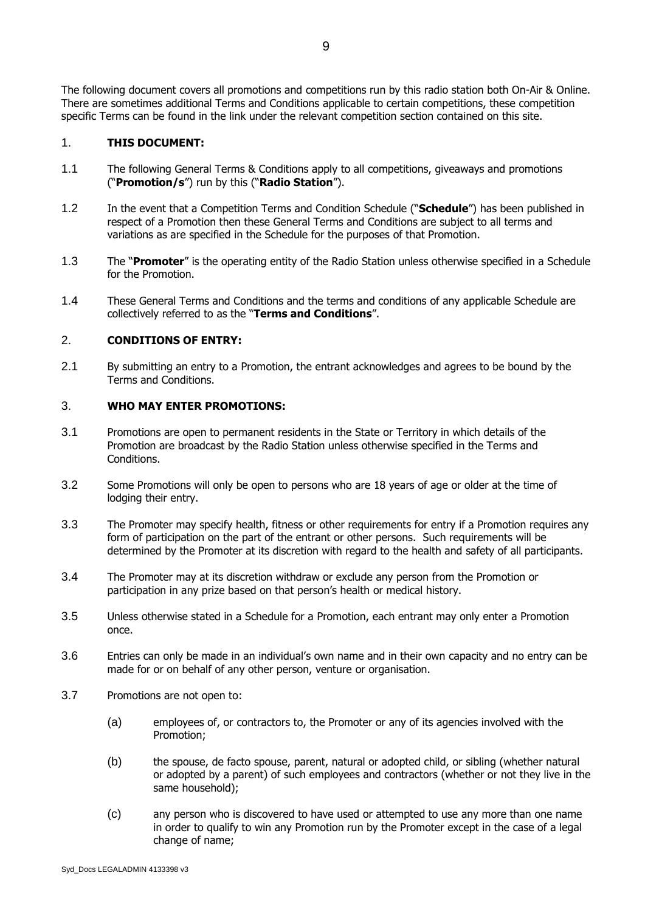The following document covers all promotions and competitions run by this radio station both On-Air & Online. There are sometimes additional Terms and Conditions applicable to certain competitions, these competition specific Terms can be found in the link under the relevant competition section contained on this site.

## 1. THIS DOCUMENT:

1.1 The following General Terms & Conditions apply to all competitions, giveaways and promotions ("**Promotion/s**") run by this ("**Radio Station**").

1.2 In the event that a Competition Terms and Condition Schedule ("**Schedule**") has been published in respect of a Promotion then these General Terms and Conditions are subject to all terms and variations as are specified in the Schedule for the purposes of that Promotion.

1.3 The "**Promoter**" is the operating entity of the Radio Station unless otherwise specified in a Schedule for the Promotion.

1.4 These General Terms and Conditions and the terms and conditions of any applicable Schedule are collectively referred to as the "**Terms and Conditions**".

## 2. CONDITIONS OF ENTRY:

2.1 By submitting an entry to a Promotion, the entrant acknowledges and agrees to be bound by the Terms and Conditions.

## 3. WHO MAY ENTER PROMOTIONS:

3.1 Promotions are open to permanent residents in the State or Territory in which details of the Promotion are broadcast by the Radio Station unless otherwise specified in the Terms and Conditions.

3.2 Some Promotions will only be open to persons who are 18 years of age or older at the time of lodging their entry.

3.3 The Promoter may specify health, fitness or other requirements for entry if a Promotion requires any form of participation on the part of the entrant or other persons. Such requirements will be determined by the Promoter at its discretion with regard to the health and safety of all participants.

3.4 The Promoter may at its discretion withdraw or exclude any person from the Promotion or participation in any prize based on that person's health or medical history.

3.5 Unless otherwise stated in a Schedule for a Promotion, each entrant may only enter a Promotion once.

3.6 Entries can only be made in an individual's own name and in their own capacity and no entry can be made for or on behalf of any other person, venture or organisation.

3.7 Promotions are not open to:

(a) employees of, or contractors to, the Promoter or any of its agencies involved with the Promotion;

(b) the spouse, de facto spouse, parent, natural or adopted child, or sibling (whether natural or adopted by a parent) of such employees and contractors (whether or not they live in the same household);

(c) any person who is discovered to have used or attempted to use any more than one name in order to qualify to win any Promotion run by the Promoter except in the case of a legal change of name;

Syd_Docs LEGALADMIN 4133398 v3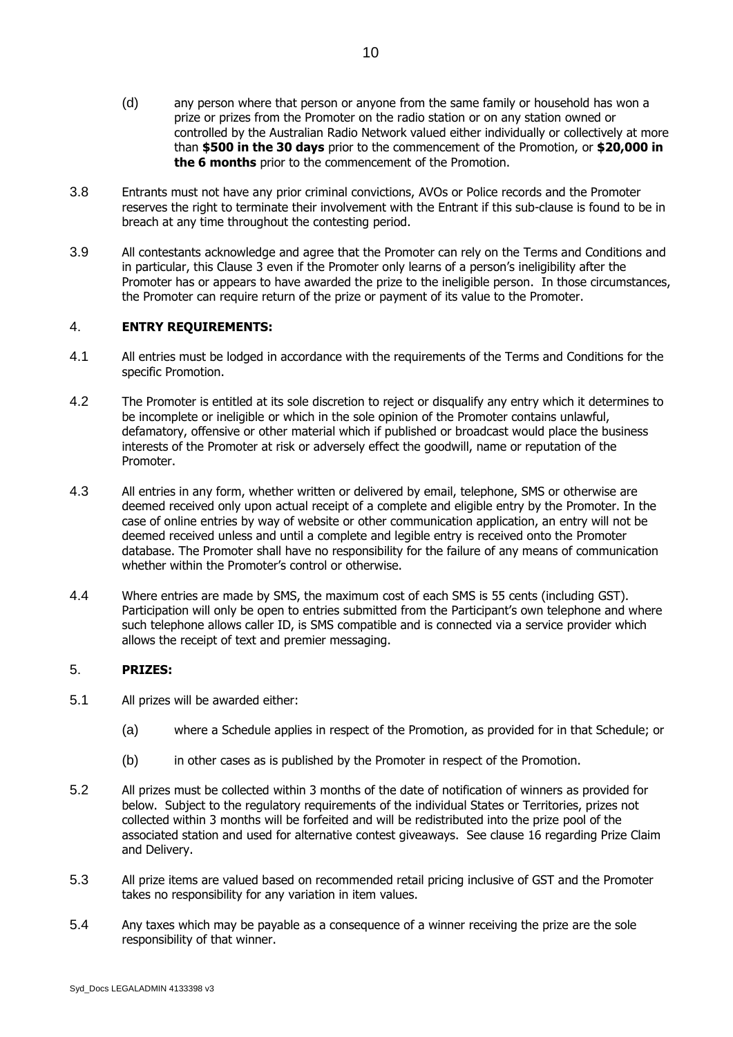(d) any person where that person or anyone from the same family or household has won a prize or prizes from the Promoter on the radio station or on any station owned or controlled by the Australian Radio Network valued either individually or collectively at more than **$500 in the 30 days** prior to the commencement of the Promotion, or **$20,000 in the 6 months** prior to the commencement of the Promotion.

3.8 Entrants must not have any prior criminal convictions, AVOs or Police records and the Promoter reserves the right to terminate their involvement with the Entrant if this sub-clause is found to be in breach at any time throughout the contesting period.

3.9 All contestants acknowledge and agree that the Promoter can rely on the Terms and Conditions and in particular, this Clause 3 even if the Promoter only learns of a person's ineligibility after the Promoter has or appears to have awarded the prize to the ineligible person. In those circumstances, the Promoter can require return of the prize or payment of its value to the Promoter.

## 4. ENTRY REQUIREMENTS:

4.1 All entries must be lodged in accordance with the requirements of the Terms and Conditions for the specific Promotion.

4.2 The Promoter is entitled at its sole discretion to reject or disqualify any entry which it determines to be incomplete or ineligible or which in the sole opinion of the Promoter contains unlawful, defamatory, offensive or other material which if published or broadcast would place the business interests of the Promoter at risk or adversely effect the goodwill, name or reputation of the Promoter.

4.3 All entries in any form, whether written or delivered by email, telephone, SMS or otherwise are deemed received only upon actual receipt of a complete and eligible entry by the Promoter. In the case of online entries by way of website or other communication application, an entry will not be deemed received unless and until a complete and legible entry is received onto the Promoter database. The Promoter shall have no responsibility for the failure of any means of communication whether within the Promoter's control or otherwise.

4.4 Where entries are made by SMS, the maximum cost of each SMS is 55 cents (including GST). Participation will only be open to entries submitted from the Participant's own telephone and where such telephone allows caller ID, is SMS compatible and is connected via a service provider which allows the receipt of text and premier messaging.

## 5. PRIZES:

5.1 All prizes will be awarded either:

(a) where a Schedule applies in respect of the Promotion, as provided for in that Schedule; or

(b) in other cases as is published by the Promoter in respect of the Promotion.

5.2 All prizes must be collected within 3 months of the date of notification of winners as provided for below. Subject to the regulatory requirements of the individual States or Territories, prizes not collected within 3 months will be forfeited and will be redistributed into the prize pool of the associated station and used for alternative contest giveaways. See clause 16 regarding Prize Claim and Delivery.

5.3 All prize items are valued based on recommended retail pricing inclusive of GST and the Promoter takes no responsibility for any variation in item values.

5.4 Any taxes which may be payable as a consequence of a winner receiving the prize are the sole responsibility of that winner.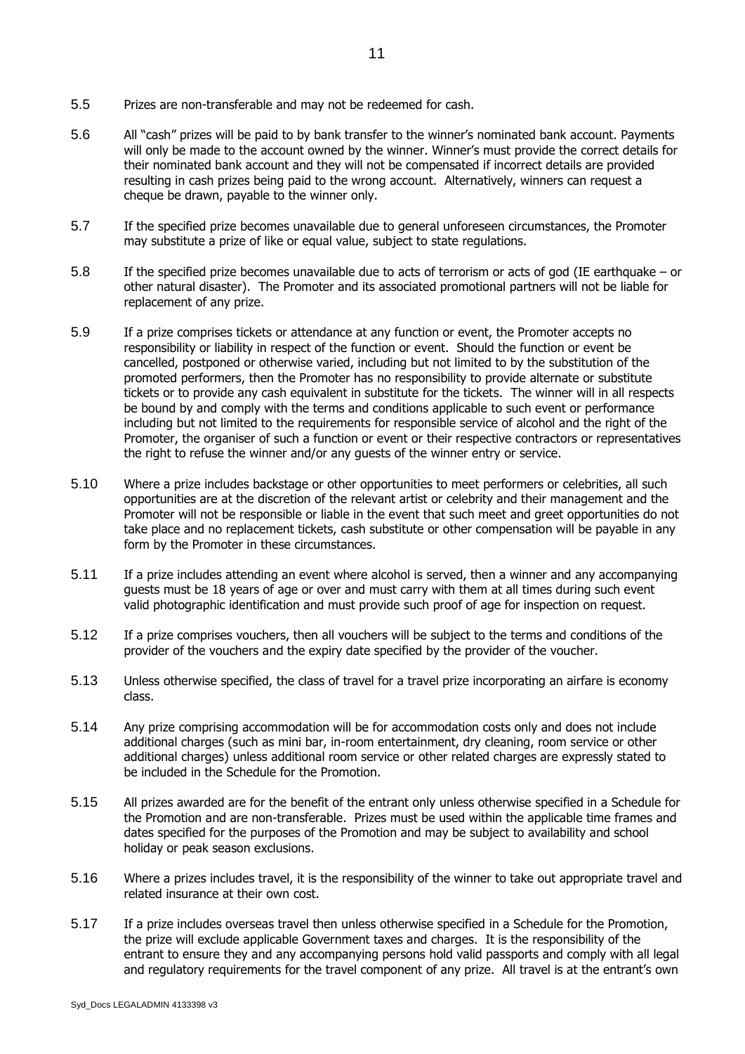5.5 Prizes are non-transferable and may not be redeemed for cash.

5.6 All "cash" prizes will be paid to by bank transfer to the winner's nominated bank account. Payments will only be made to the account owned by the winner. Winner's must provide the correct details for their nominated bank account and they will not be compensated if incorrect details are provided resulting in cash prizes being paid to the wrong account. Alternatively, winners can request a cheque be drawn, payable to the winner only.

5.7 If the specified prize becomes unavailable due to general unforeseen circumstances, the Promoter may substitute a prize of like or equal value, subject to state regulations.

5.8 If the specified prize becomes unavailable due to acts of terrorism or acts of god (IE earthquake – or other natural disaster). The Promoter and its associated promotional partners will not be liable for replacement of any prize.

5.9 If a prize comprises tickets or attendance at any function or event, the Promoter accepts no responsibility or liability in respect of the function or event. Should the function or event be cancelled, postponed or otherwise varied, including but not limited to by the substitution of the promoted performers, then the Promoter has no responsibility to provide alternate or substitute tickets or to provide any cash equivalent in substitute for the tickets. The winner will in all respects be bound by and comply with the terms and conditions applicable to such event or performance including but not limited to the requirements for responsible service of alcohol and the right of the Promoter, the organiser of such a function or event or their respective contractors or representatives the right to refuse the winner and/or any guests of the winner entry or service.

5.10 Where a prize includes backstage or other opportunities to meet performers or celebrities, all such opportunities are at the discretion of the relevant artist or celebrity and their management and the Promoter will not be responsible or liable in the event that such meet and greet opportunities do not take place and no replacement tickets, cash substitute or other compensation will be payable in any form by the Promoter in these circumstances.

5.11 If a prize includes attending an event where alcohol is served, then a winner and any accompanying guests must be 18 years of age or over and must carry with them at all times during such event valid photographic identification and must provide such proof of age for inspection on request.

5.12 If a prize comprises vouchers, then all vouchers will be subject to the terms and conditions of the provider of the vouchers and the expiry date specified by the provider of the voucher.

5.13 Unless otherwise specified, the class of travel for a travel prize incorporating an airfare is economy class.

5.14 Any prize comprising accommodation will be for accommodation costs only and does not include additional charges (such as mini bar, in-room entertainment, dry cleaning, room service or other additional charges) unless additional room service or other related charges are expressly stated to be included in the Schedule for the Promotion.

5.15 All prizes awarded are for the benefit of the entrant only unless otherwise specified in a Schedule for the Promotion and are non-transferable. Prizes must be used within the applicable time frames and dates specified for the purposes of the Promotion and may be subject to availability and school holiday or peak season exclusions.

5.16 Where a prizes includes travel, it is the responsibility of the winner to take out appropriate travel and related insurance at their own cost.

5.17 If a prize includes overseas travel then unless otherwise specified in a Schedule for the Promotion, the prize will exclude applicable Government taxes and charges. It is the responsibility of the entrant to ensure they and any accompanying persons hold valid passports and comply with all legal and regulatory requirements for the travel component of any prize. All travel is at the entrant's own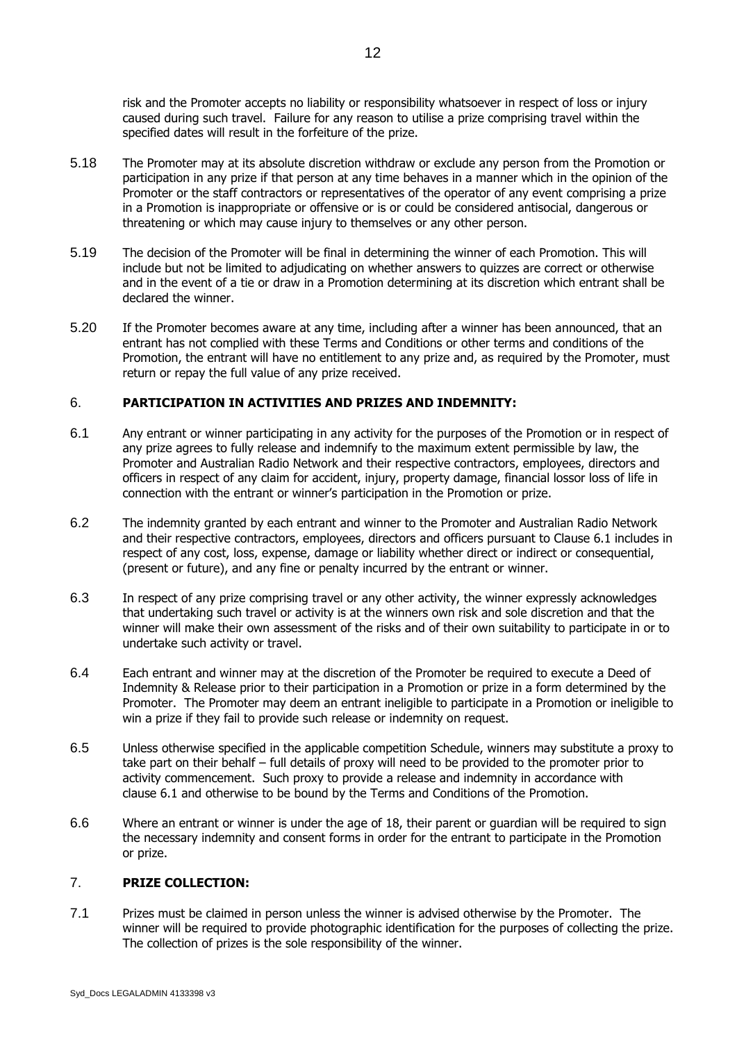risk and the Promoter accepts no liability or responsibility whatsoever in respect of loss or injury caused during such travel. Failure for any reason to utilise a prize comprising travel within the specified dates will result in the forfeiture of the prize.

5.18 The Promoter may at its absolute discretion withdraw or exclude any person from the Promotion or participation in any prize if that person at any time behaves in a manner which in the opinion of the Promoter or the staff contractors or representatives of the operator of any event comprising a prize in a Promotion is inappropriate or offensive or is or could be considered antisocial, dangerous or threatening or which may cause injury to themselves or any other person.

5.19 The decision of the Promoter will be final in determining the winner of each Promotion. This will include but not be limited to adjudicating on whether answers to quizzes are correct or otherwise and in the event of a tie or draw in a Promotion determining at its discretion which entrant shall be declared the winner.

5.20 If the Promoter becomes aware at any time, including after a winner has been announced, that an entrant has not complied with these Terms and Conditions or other terms and conditions of the Promotion, the entrant will have no entitlement to any prize and, as required by the Promoter, must return or repay the full value of any prize received.

## 6. PARTICIPATION IN ACTIVITIES AND PRIZES AND INDEMNITY:

6.1 Any entrant or winner participating in any activity for the purposes of the Promotion or in respect of any prize agrees to fully release and indemnify to the maximum extent permissible by law, the Promoter and Australian Radio Network and their respective contractors, employees, directors and officers in respect of any claim for accident, injury, property damage, financial lossor loss of life in connection with the entrant or winner's participation in the Promotion or prize.

6.2 The indemnity granted by each entrant and winner to the Promoter and Australian Radio Network and their respective contractors, employees, directors and officers pursuant to Clause 6.1 includes in respect of any cost, loss, expense, damage or liability whether direct or indirect or consequential, (present or future), and any fine or penalty incurred by the entrant or winner.

6.3 In respect of any prize comprising travel or any other activity, the winner expressly acknowledges that undertaking such travel or activity is at the winners own risk and sole discretion and that the winner will make their own assessment of the risks and of their own suitability to participate in or to undertake such activity or travel.

6.4 Each entrant and winner may at the discretion of the Promoter be required to execute a Deed of Indemnity & Release prior to their participation in a Promotion or prize in a form determined by the Promoter. The Promoter may deem an entrant ineligible to participate in a Promotion or ineligible to win a prize if they fail to provide such release or indemnity on request.

6.5 Unless otherwise specified in the applicable competition Schedule, winners may substitute a proxy to take part on their behalf – full details of proxy will need to be provided to the promoter prior to activity commencement. Such proxy to provide a release and indemnity in accordance with clause 6.1 and otherwise to be bound by the Terms and Conditions of the Promotion.

6.6 Where an entrant or winner is under the age of 18, their parent or guardian will be required to sign the necessary indemnity and consent forms in order for the entrant to participate in the Promotion or prize.

## 7. PRIZE COLLECTION:

7.1 Prizes must be claimed in person unless the winner is advised otherwise by the Promoter. The winner will be required to provide photographic identification for the purposes of collecting the prize. The collection of prizes is the sole responsibility of the winner.

Syd_Docs LEGALADMIN 4133398 v3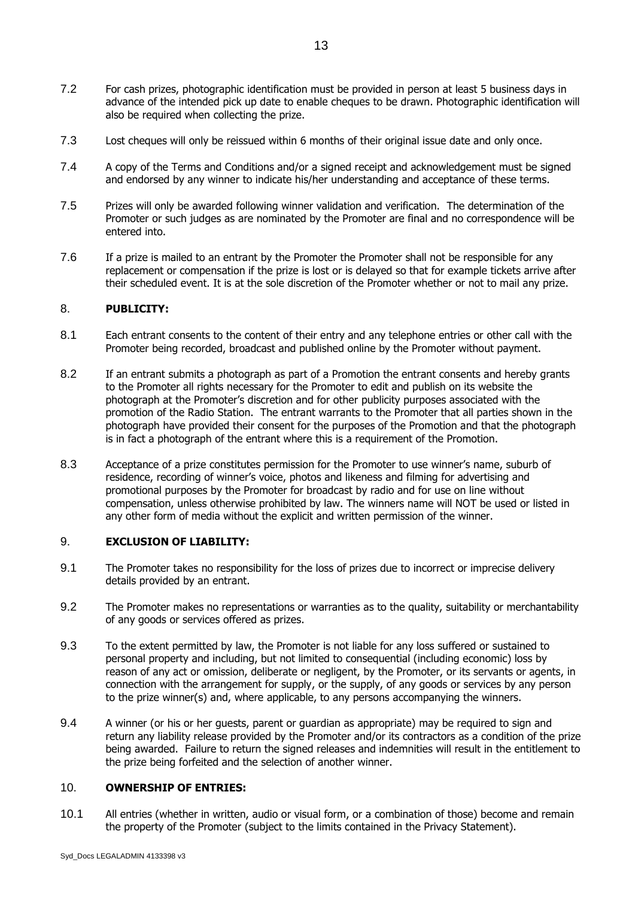7.2 For cash prizes, photographic identification must be provided in person at least 5 business days in advance of the intended pick up date to enable cheques to be drawn. Photographic identification will also be required when collecting the prize.

7.3 Lost cheques will only be reissued within 6 months of their original issue date and only once.

7.4 A copy of the Terms and Conditions and/or a signed receipt and acknowledgement must be signed and endorsed by any winner to indicate his/her understanding and acceptance of these terms.

7.5 Prizes will only be awarded following winner validation and verification. The determination of the Promoter or such judges as are nominated by the Promoter are final and no correspondence will be entered into.

7.6 If a prize is mailed to an entrant by the Promoter the Promoter shall not be responsible for any replacement or compensation if the prize is lost or is delayed so that for example tickets arrive after their scheduled event. It is at the sole discretion of the Promoter whether or not to mail any prize.

## 8. PUBLICITY:

8.1 Each entrant consents to the content of their entry and any telephone entries or other call with the Promoter being recorded, broadcast and published online by the Promoter without payment.

8.2 If an entrant submits a photograph as part of a Promotion the entrant consents and hereby grants to the Promoter all rights necessary for the Promoter to edit and publish on its website the photograph at the Promoter's discretion and for other publicity purposes associated with the promotion of the Radio Station. The entrant warrants to the Promoter that all parties shown in the photograph have provided their consent for the purposes of the Promotion and that the photograph is in fact a photograph of the entrant where this is a requirement of the Promotion.

8.3 Acceptance of a prize constitutes permission for the Promoter to use winner's name, suburb of residence, recording of winner's voice, photos and likeness and filming for advertising and promotional purposes by the Promoter for broadcast by radio and for use on line without compensation, unless otherwise prohibited by law. The winners name will NOT be used or listed in any other form of media without the explicit and written permission of the winner.

## 9. EXCLUSION OF LIABILITY:

9.1 The Promoter takes no responsibility for the loss of prizes due to incorrect or imprecise delivery details provided by an entrant.

9.2 The Promoter makes no representations or warranties as to the quality, suitability or merchantability of any goods or services offered as prizes.

9.3 To the extent permitted by law, the Promoter is not liable for any loss suffered or sustained to personal property and including, but not limited to consequential (including economic) loss by reason of any act or omission, deliberate or negligent, by the Promoter, or its servants or agents, in connection with the arrangement for supply, or the supply, of any goods or services by any person to the prize winner(s) and, where applicable, to any persons accompanying the winners.

9.4 A winner (or his or her guests, parent or guardian as appropriate) may be required to sign and return any liability release provided by the Promoter and/or its contractors as a condition of the prize being awarded. Failure to return the signed releases and indemnities will result in the entitlement to the prize being forfeited and the selection of another winner.

## 10. OWNERSHIP OF ENTRIES:

10.1 All entries (whether in written, audio or visual form, or a combination of those) become and remain the property of the Promoter (subject to the limits contained in the Privacy Statement).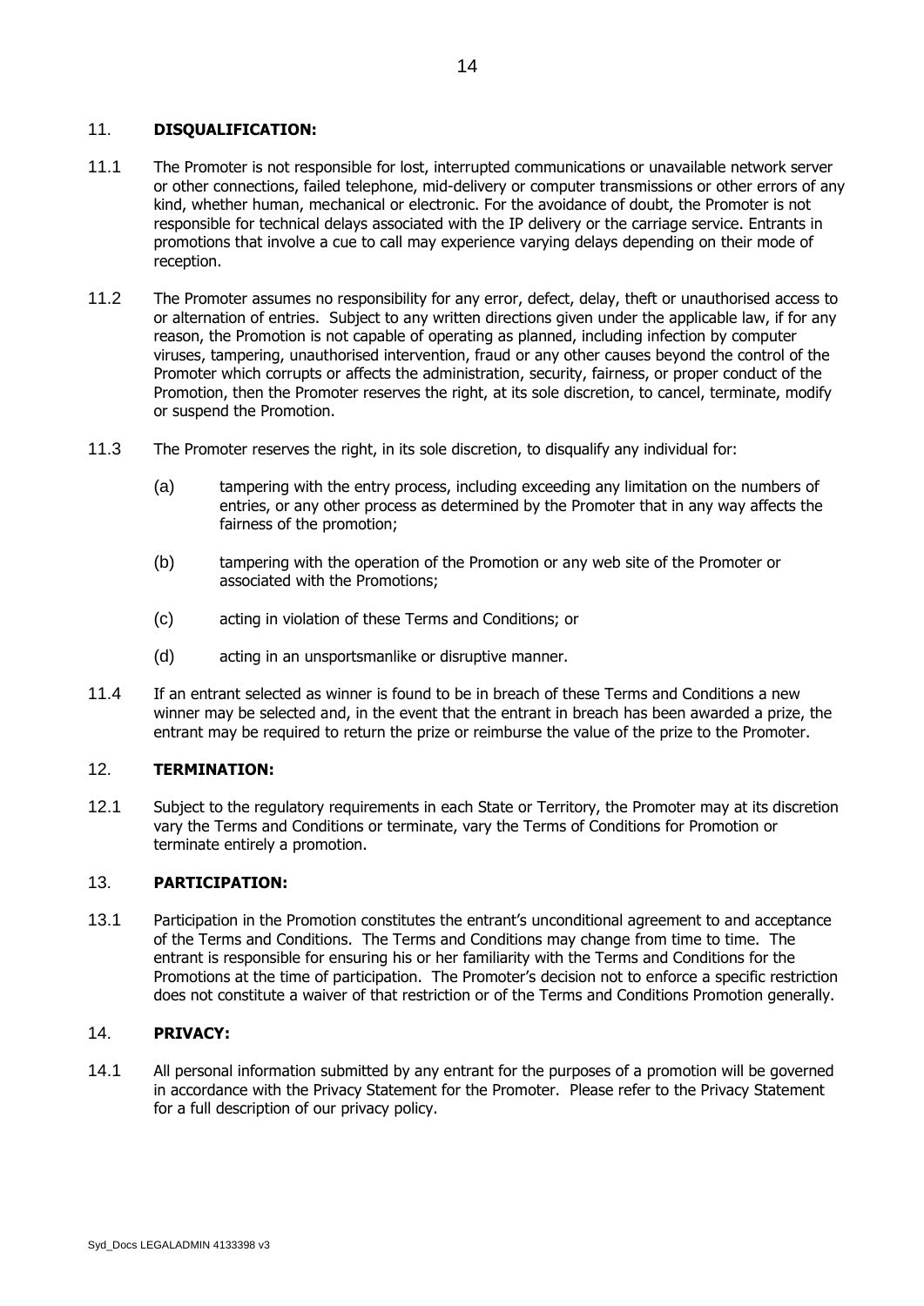## 11. **DISQUALIFICATION:**

11.1 The Promoter is not responsible for lost, interrupted communications or unavailable network server or other connections, failed telephone, mid-delivery or computer transmissions or other errors of any kind, whether human, mechanical or electronic. For the avoidance of doubt, the Promoter is not responsible for technical delays associated with the IP delivery or the carriage service. Entrants in promotions that involve a cue to call may experience varying delays depending on their mode of reception.

11.2 The Promoter assumes no responsibility for any error, defect, delay, theft or unauthorised access to or alternation of entries. Subject to any written directions given under the applicable law, if for any reason, the Promotion is not capable of operating as planned, including infection by computer viruses, tampering, unauthorised intervention, fraud or any other causes beyond the control of the Promoter which corrupts or affects the administration, security, fairness, or proper conduct of the Promotion, then the Promoter reserves the right, at its sole discretion, to cancel, terminate, modify or suspend the Promotion.

11.3 The Promoter reserves the right, in its sole discretion, to disqualify any individual for:

(a) tampering with the entry process, including exceeding any limitation on the numbers of entries, or any other process as determined by the Promoter that in any way affects the fairness of the promotion;

(b) tampering with the operation of the Promotion or any web site of the Promoter or associated with the Promotions;

(c) acting in violation of these Terms and Conditions; or

(d) acting in an unsportsmanlike or disruptive manner.

11.4 If an entrant selected as winner is found to be in breach of these Terms and Conditions a new winner may be selected and, in the event that the entrant in breach has been awarded a prize, the entrant may be required to return the prize or reimburse the value of the prize to the Promoter.

## 12. **TERMINATION:**

12.1 Subject to the regulatory requirements in each State or Territory, the Promoter may at its discretion vary the Terms and Conditions or terminate, vary the Terms of Conditions for Promotion or terminate entirely a promotion.

## 13. **PARTICIPATION:**

13.1 Participation in the Promotion constitutes the entrant's unconditional agreement to and acceptance of the Terms and Conditions. The Terms and Conditions may change from time to time. The entrant is responsible for ensuring his or her familiarity with the Terms and Conditions for the Promotions at the time of participation. The Promoter's decision not to enforce a specific restriction does not constitute a waiver of that restriction or of the Terms and Conditions Promotion generally.

## 14. **PRIVACY:**

14.1 All personal information submitted by any entrant for the purposes of a promotion will be governed in accordance with the Privacy Statement for the Promoter. Please refer to the Privacy Statement for a full description of our privacy policy.

Syd_Docs LEGALADMIN 4133398 v3